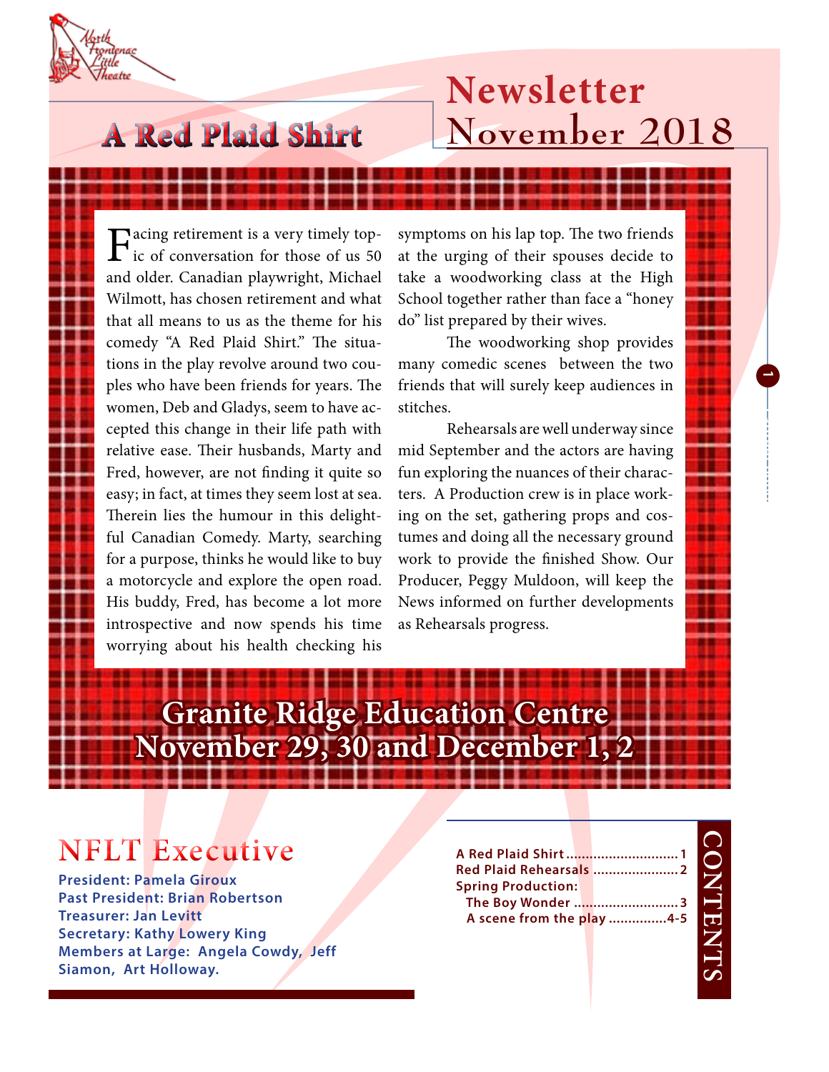North Frontenac Little Theatre

# Newsletter November 2018

## A Red Plaid Shirt

Facing retirement is a very timely topic of conversation for those of us 50 and older. Canadian playwright, Michael Wilmott, has chosen retirement and what that all means to us as the theme for his comedy "A Red Plaid Shirt." The situations in the play revolve around two couples who have been friends for years. The women, Deb and Gladys, seem to have accepted this change in their life path with relative ease. Their husbands, Marty and Fred, however, are not finding it quite so easy; in fact, at times they seem lost at sea. Therein lies the humour in this delightful Canadian Comedy. Marty, searching for a purpose, thinks he would like to buy a motorcycle and explore the open road. His buddy, Fred, has become a lot more introspective and now spends his time worrying about his health checking his symptoms on his lap top. The two friends at the urging of their spouses decide to take a woodworking class at the High School together rather than face a "honey do" list prepared by their wives.

The woodworking shop provides many comedic scenes between the two friends that will surely keep audiences in stitches.

Rehearsals are well underway since mid September and the actors are having fun exploring the nuances of their characters. A Production crew is in place working on the set, gathering props and costumes and doing all the necessary ground work to provide the finished Show. Our Producer, Peggy Muldoon, will keep the News informed on further developments as Rehearsals progress.

**Granite Ridge Education Centre**
**November 29, 30 and December 1, 2**

## NFLT Executive

**President: Pamela Giroux**
**Past President: Brian Robertson**
**Treasurer: Jan Levitt**
**Secretary: Kathy Lowery King**
**Members at Large: Angela Cowdy, Jeff Siamon, Art Holloway.**

## CONTENTS

- A Red Plaid Shirt ............ 1
- Red Plaid Rehearsals ............ 2
- Spring Production:
  - The Boy Wonder ............ 3
  - A scene from the play ............ 4-5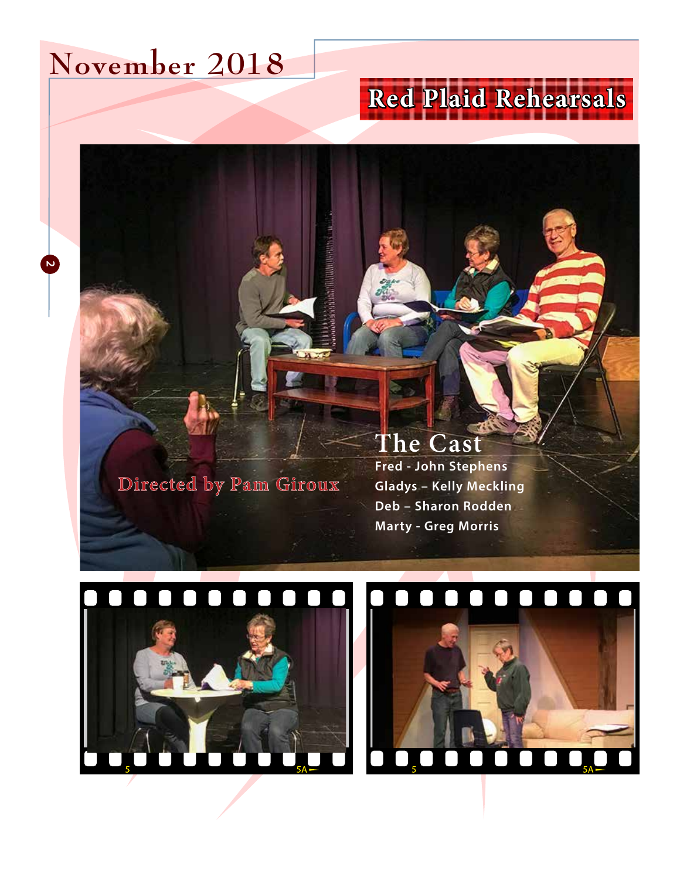# November 2018

## Red Plaid Rehearsals

Directed by Pam Giroux

### The Cast

Fred - John Stephens

Gladys – Kelly Meckling

Deb – Sharon Rodden

Marty - Greg Morris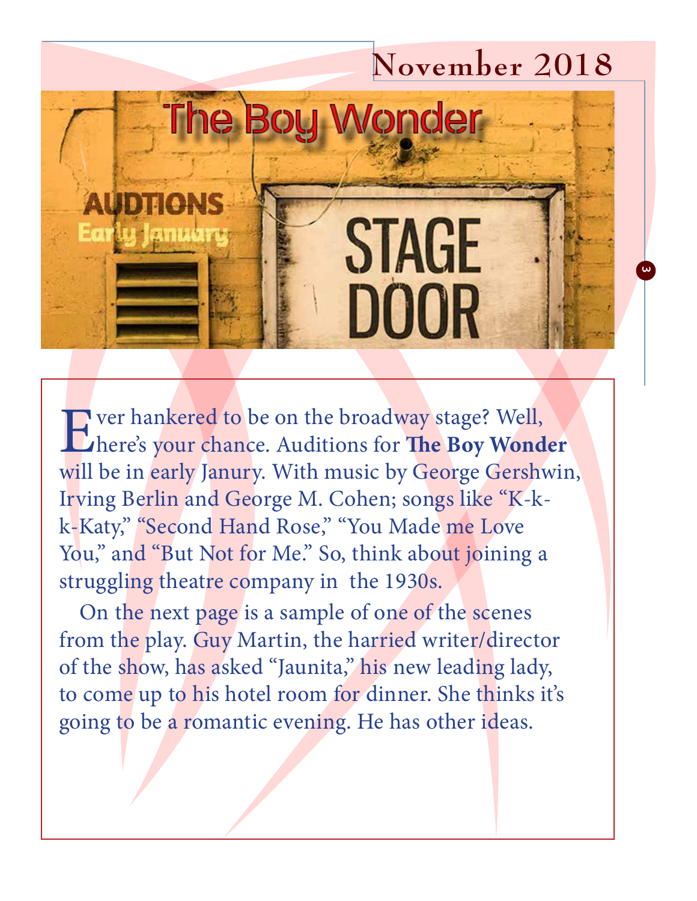# November 2018

The Boy Wonder

AUDTIONS
Early January

STAGE
DOOR

Ever hankered to be on the broadway stage? Well, here's your chance. Auditions for **The Boy Wonder** will be in early Janury. With music by George Gershwin, Irving Berlin and George M. Cohen; songs like "K-k-k-Katy," "Second Hand Rose," "You Made me Love You," and "But Not for Me." So, think about joining a struggling theatre company in the 1930s.

On the next page is a sample of one of the scenes from the play. Guy Martin, the harried writer/director of the show, has asked "Jaunita," his new leading lady, to come up to his hotel room for dinner. She thinks it's going to be a romantic evening. He has other ideas.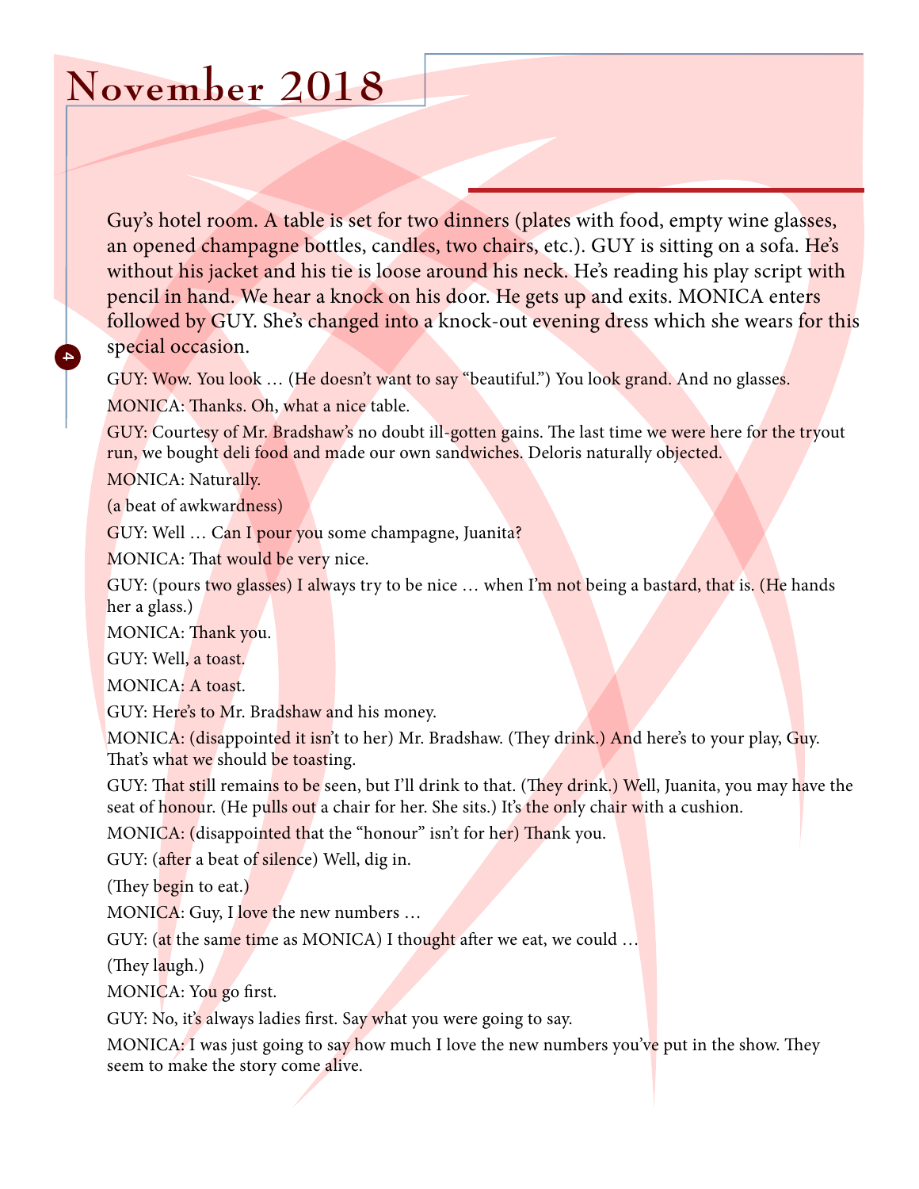# November 2018

Guy's hotel room. A table is set for two dinners (plates with food, empty wine glasses, an opened champagne bottles, candles, two chairs, etc.). GUY is sitting on a sofa. He's without his jacket and his tie is loose around his neck. He's reading his play script with pencil in hand. We hear a knock on his door. He gets up and exits. MONICA enters followed by GUY. She's changed into a knock-out evening dress which she wears for this special occasion.

GUY: Wow. You look … (He doesn't want to say "beautiful.") You look grand. And no glasses.

MONICA: Thanks. Oh, what a nice table.

GUY: Courtesy of Mr. Bradshaw's no doubt ill-gotten gains. The last time we were here for the tryout run, we bought deli food and made our own sandwiches. Deloris naturally objected.

MONICA: Naturally.

(a beat of awkwardness)

GUY: Well … Can I pour you some champagne, Juanita?

MONICA: That would be very nice.

GUY: (pours two glasses) I always try to be nice … when I'm not being a bastard, that is. (He hands her a glass.)

MONICA: Thank you.

GUY: Well, a toast.

MONICA: A toast.

GUY: Here's to Mr. Bradshaw and his money.

MONICA: (disappointed it isn't to her) Mr. Bradshaw. (They drink.) And here's to your play, Guy. That's what we should be toasting.

GUY: That still remains to be seen, but I'll drink to that. (They drink.) Well, Juanita, you may have the seat of honour. (He pulls out a chair for her. She sits.) It's the only chair with a cushion.

MONICA: (disappointed that the "honour" isn't for her) Thank you.

GUY: (after a beat of silence) Well, dig in.

(They begin to eat.)

MONICA: Guy, I love the new numbers …

GUY: (at the same time as MONICA) I thought after we eat, we could …

(They laugh.)

MONICA: You go first.

GUY: No, it's always ladies first. Say what you were going to say.

MONICA: I was just going to say how much I love the new numbers you've put in the show. They seem to make the story come alive.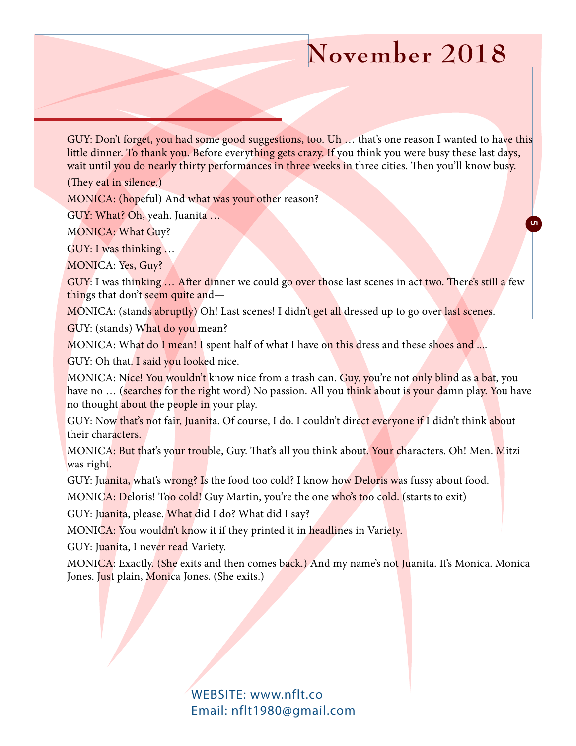# November 2018

GUY: Don't forget, you had some good suggestions, too. Uh … that's one reason I wanted to have this little dinner. To thank you. Before everything gets crazy. If you think you were busy these last days, wait until you do nearly thirty performances in three weeks in three cities. Then you'll know busy.

(They eat in silence.)

MONICA: (hopeful) And what was your other reason?

GUY: What? Oh, yeah. Juanita …

MONICA: What Guy?

GUY: I was thinking …

MONICA: Yes, Guy?

GUY: I was thinking … After dinner we could go over those last scenes in act two. There's still a few things that don't seem quite and—

MONICA: (stands abruptly) Oh! Last scenes! I didn't get all dressed up to go over last scenes.

GUY: (stands) What do you mean?

MONICA: What do I mean! I spent half of what I have on this dress and these shoes and ….

GUY: Oh that. I said you looked nice.

MONICA: Nice! You wouldn't know nice from a trash can. Guy, you're not only blind as a bat, you have no … (searches for the right word) No passion. All you think about is your damn play. You have no thought about the people in your play.

GUY: Now that's not fair, Juanita. Of course, I do. I couldn't direct everyone if I didn't think about their characters.

MONICA: But that's your trouble, Guy. That's all you think about. Your characters. Oh! Men. Mitzi was right.

GUY: Juanita, what's wrong? Is the food too cold? I know how Deloris was fussy about food.

MONICA: Deloris! Too cold! Guy Martin, you're the one who's too cold. (starts to exit)

GUY: Juanita, please. What did I do? What did I say?

MONICA: You wouldn't know it if they printed it in headlines in Variety.

GUY: Juanita, I never read Variety.

MONICA: Exactly. (She exits and then comes back.) And my name's not Juanita. It's Monica. Monica Jones. Just plain, Monica Jones. (She exits.)

WEBSITE: www.nflt.co
Email: nflt1980@gmail.com